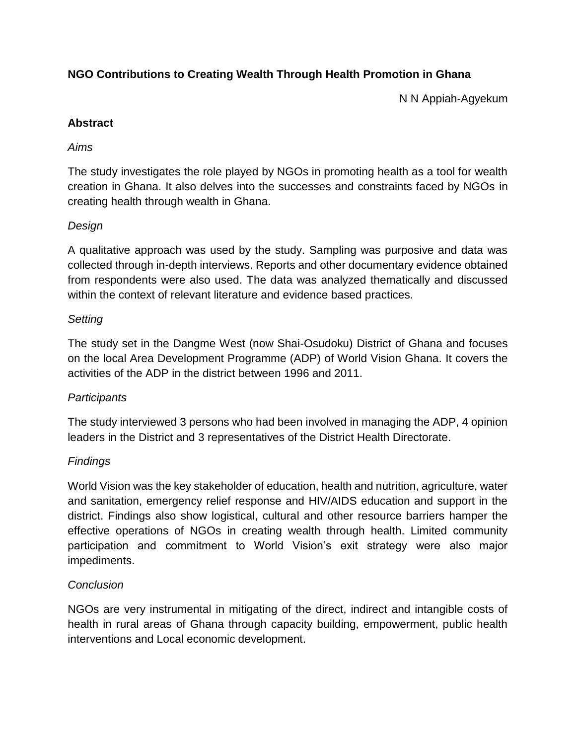# NGO Contributions to Creating Wealth Through Health Promotion in Ghana

N N Appiah-Agyekum

## Abstract

*Aims*

The study investigates the role played by NGOs in promoting health as a tool for wealth creation in Ghana. It also delves into the successes and constraints faced by NGOs in creating health through wealth in Ghana.

*Design*

A qualitative approach was used by the study. Sampling was purposive and data was collected through in-depth interviews. Reports and other documentary evidence obtained from respondents were also used. The data was analyzed thematically and discussed within the context of relevant literature and evidence based practices.

*Setting*

The study set in the Dangme West (now Shai-Osudoku) District of Ghana and focuses on the local Area Development Programme (ADP) of World Vision Ghana. It covers the activities of the ADP in the district between 1996 and 2011.

*Participants*

The study interviewed 3 persons who had been involved in managing the ADP, 4 opinion leaders in the District and 3 representatives of the District Health Directorate.

*Findings*

World Vision was the key stakeholder of education, health and nutrition, agriculture, water and sanitation, emergency relief response and HIV/AIDS education and support in the district. Findings also show logistical, cultural and other resource barriers hamper the effective operations of NGOs in creating wealth through health. Limited community participation and commitment to World Vision's exit strategy were also major impediments.

*Conclusion*

NGOs are very instrumental in mitigating of the direct, indirect and intangible costs of health in rural areas of Ghana through capacity building, empowerment, public health interventions and Local economic development.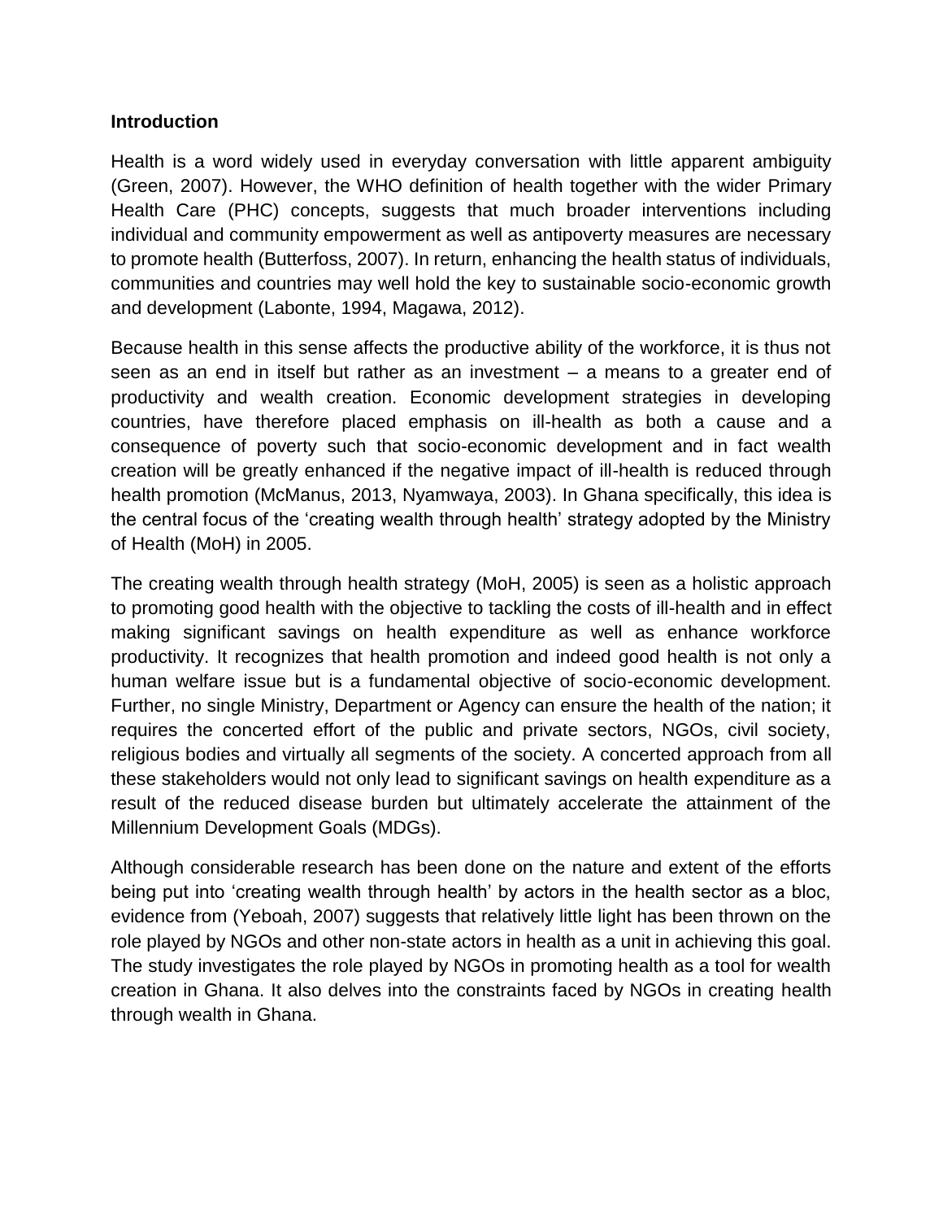## Introduction

Health is a word widely used in everyday conversation with little apparent ambiguity (Green, 2007). However, the WHO definition of health together with the wider Primary Health Care (PHC) concepts, suggests that much broader interventions including individual and community empowerment as well as antipoverty measures are necessary to promote health (Butterfoss, 2007). In return, enhancing the health status of individuals, communities and countries may well hold the key to sustainable socio-economic growth and development (Labonte, 1994, Magawa, 2012).

Because health in this sense affects the productive ability of the workforce, it is thus not seen as an end in itself but rather as an investment – a means to a greater end of productivity and wealth creation. Economic development strategies in developing countries, have therefore placed emphasis on ill-health as both a cause and a consequence of poverty such that socio-economic development and in fact wealth creation will be greatly enhanced if the negative impact of ill-health is reduced through health promotion (McManus, 2013, Nyamwaya, 2003). In Ghana specifically, this idea is the central focus of the 'creating wealth through health' strategy adopted by the Ministry of Health (MoH) in 2005.

The creating wealth through health strategy (MoH, 2005) is seen as a holistic approach to promoting good health with the objective to tackling the costs of ill-health and in effect making significant savings on health expenditure as well as enhance workforce productivity. It recognizes that health promotion and indeed good health is not only a human welfare issue but is a fundamental objective of socio-economic development. Further, no single Ministry, Department or Agency can ensure the health of the nation; it requires the concerted effort of the public and private sectors, NGOs, civil society, religious bodies and virtually all segments of the society. A concerted approach from all these stakeholders would not only lead to significant savings on health expenditure as a result of the reduced disease burden but ultimately accelerate the attainment of the Millennium Development Goals (MDGs).

Although considerable research has been done on the nature and extent of the efforts being put into 'creating wealth through health' by actors in the health sector as a bloc, evidence from (Yeboah, 2007) suggests that relatively little light has been thrown on the role played by NGOs and other non-state actors in health as a unit in achieving this goal. The study investigates the role played by NGOs in promoting health as a tool for wealth creation in Ghana. It also delves into the constraints faced by NGOs in creating health through wealth in Ghana.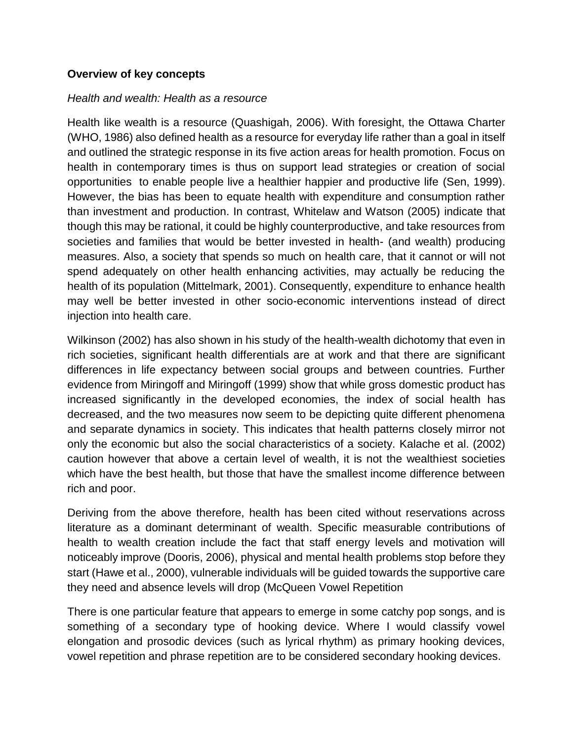**Overview of key concepts**

*Health and wealth: Health as a resource*

Health like wealth is a resource (Quashigah, 2006). With foresight, the Ottawa Charter (WHO, 1986) also defined health as a resource for everyday life rather than a goal in itself and outlined the strategic response in its five action areas for health promotion. Focus on health in contemporary times is thus on support lead strategies or creation of social opportunities to enable people live a healthier happier and productive life (Sen, 1999). However, the bias has been to equate health with expenditure and consumption rather than investment and production. In contrast, Whitelaw and Watson (2005) indicate that though this may be rational, it could be highly counterproductive, and take resources from societies and families that would be better invested in health- (and wealth) producing measures. Also, a society that spends so much on health care, that it cannot or will not spend adequately on other health enhancing activities, may actually be reducing the health of its population (Mittelmark, 2001). Consequently, expenditure to enhance health may well be better invested in other socio-economic interventions instead of direct injection into health care.

Wilkinson (2002) has also shown in his study of the health-wealth dichotomy that even in rich societies, significant health differentials are at work and that there are significant differences in life expectancy between social groups and between countries. Further evidence from Miringoff and Miringoff (1999) show that while gross domestic product has increased significantly in the developed economies, the index of social health has decreased, and the two measures now seem to be depicting quite different phenomena and separate dynamics in society. This indicates that health patterns closely mirror not only the economic but also the social characteristics of a society. Kalache et al. (2002) caution however that above a certain level of wealth, it is not the wealthiest societies which have the best health, but those that have the smallest income difference between rich and poor.

Deriving from the above therefore, health has been cited without reservations across literature as a dominant determinant of wealth. Specific measurable contributions of health to wealth creation include the fact that staff energy levels and motivation will noticeably improve (Dooris, 2006), physical and mental health problems stop before they start (Hawe et al., 2000), vulnerable individuals will be guided towards the supportive care they need and absence levels will drop (McQueen Vowel Repetition

There is one particular feature that appears to emerge in some catchy pop songs, and is something of a secondary type of hooking device. Where I would classify vowel elongation and prosodic devices (such as lyrical rhythm) as primary hooking devices, vowel repetition and phrase repetition are to be considered secondary hooking devices.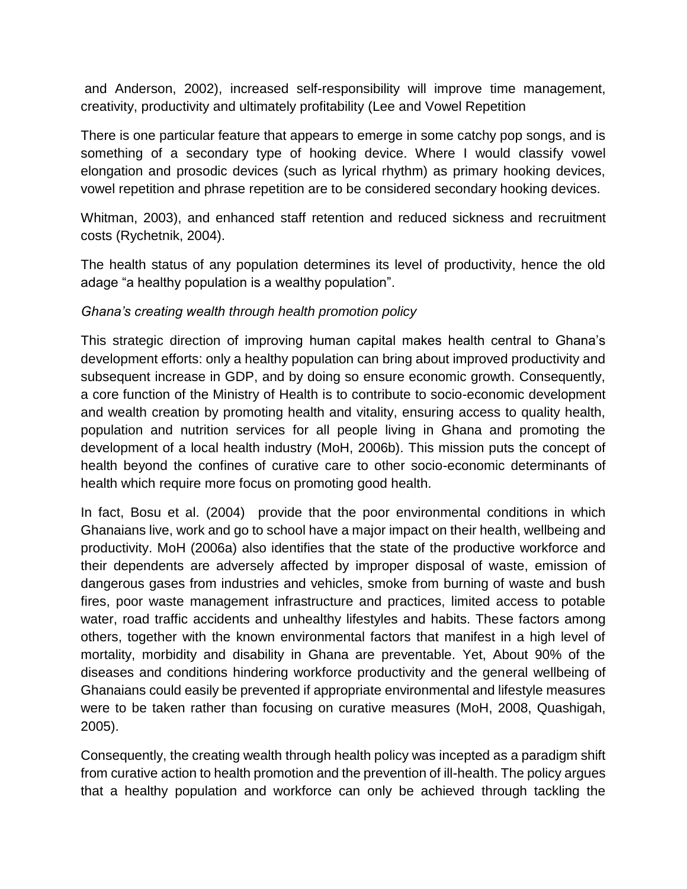and Anderson, 2002), increased self-responsibility will improve time management, creativity, productivity and ultimately profitability (Lee and Vowel Repetition

There is one particular feature that appears to emerge in some catchy pop songs, and is something of a secondary type of hooking device. Where I would classify vowel elongation and prosodic devices (such as lyrical rhythm) as primary hooking devices, vowel repetition and phrase repetition are to be considered secondary hooking devices.

Whitman, 2003), and enhanced staff retention and reduced sickness and recruitment costs (Rychetnik, 2004).

The health status of any population determines its level of productivity, hence the old adage "a healthy population is a wealthy population".

*Ghana's creating wealth through health promotion policy*

This strategic direction of improving human capital makes health central to Ghana's development efforts: only a healthy population can bring about improved productivity and subsequent increase in GDP, and by doing so ensure economic growth. Consequently, a core function of the Ministry of Health is to contribute to socio-economic development and wealth creation by promoting health and vitality, ensuring access to quality health, population and nutrition services for all people living in Ghana and promoting the development of a local health industry (MoH, 2006b). This mission puts the concept of health beyond the confines of curative care to other socio-economic determinants of health which require more focus on promoting good health.

In fact, Bosu et al. (2004) provide that the poor environmental conditions in which Ghanaians live, work and go to school have a major impact on their health, wellbeing and productivity. MoH (2006a) also identifies that the state of the productive workforce and their dependents are adversely affected by improper disposal of waste, emission of dangerous gases from industries and vehicles, smoke from burning of waste and bush fires, poor waste management infrastructure and practices, limited access to potable water, road traffic accidents and unhealthy lifestyles and habits. These factors among others, together with the known environmental factors that manifest in a high level of mortality, morbidity and disability in Ghana are preventable. Yet, About 90% of the diseases and conditions hindering workforce productivity and the general wellbeing of Ghanaians could easily be prevented if appropriate environmental and lifestyle measures were to be taken rather than focusing on curative measures (MoH, 2008, Quashigah, 2005).

Consequently, the creating wealth through health policy was incepted as a paradigm shift from curative action to health promotion and the prevention of ill-health. The policy argues that a healthy population and workforce can only be achieved through tackling the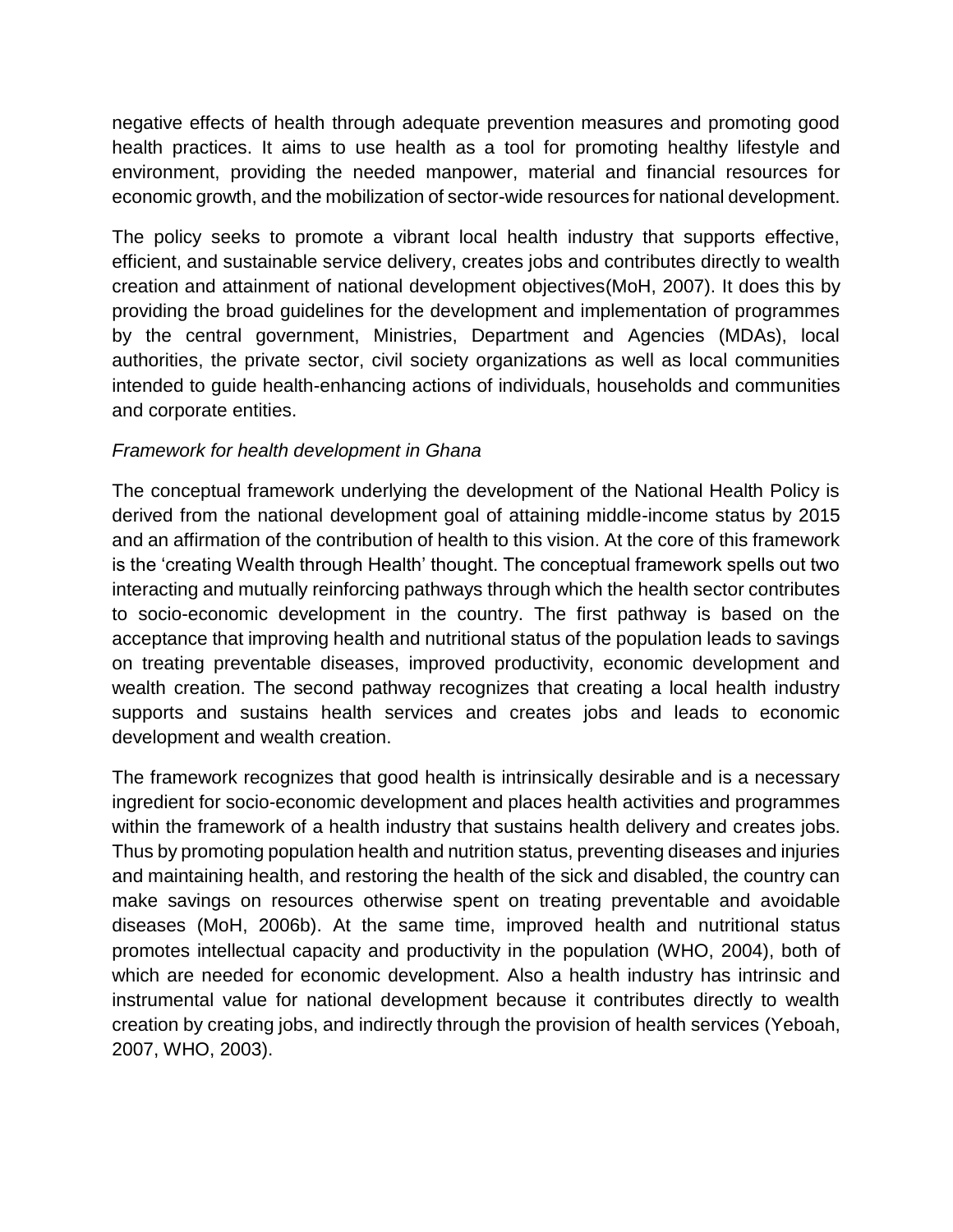negative effects of health through adequate prevention measures and promoting good health practices. It aims to use health as a tool for promoting healthy lifestyle and environment, providing the needed manpower, material and financial resources for economic growth, and the mobilization of sector-wide resources for national development.

The policy seeks to promote a vibrant local health industry that supports effective, efficient, and sustainable service delivery, creates jobs and contributes directly to wealth creation and attainment of national development objectives(MoH, 2007). It does this by providing the broad guidelines for the development and implementation of programmes by the central government, Ministries, Department and Agencies (MDAs), local authorities, the private sector, civil society organizations as well as local communities intended to guide health-enhancing actions of individuals, households and communities and corporate entities.

*Framework for health development in Ghana*

The conceptual framework underlying the development of the National Health Policy is derived from the national development goal of attaining middle-income status by 2015 and an affirmation of the contribution of health to this vision. At the core of this framework is the 'creating Wealth through Health' thought. The conceptual framework spells out two interacting and mutually reinforcing pathways through which the health sector contributes to socio-economic development in the country. The first pathway is based on the acceptance that improving health and nutritional status of the population leads to savings on treating preventable diseases, improved productivity, economic development and wealth creation. The second pathway recognizes that creating a local health industry supports and sustains health services and creates jobs and leads to economic development and wealth creation.

The framework recognizes that good health is intrinsically desirable and is a necessary ingredient for socio-economic development and places health activities and programmes within the framework of a health industry that sustains health delivery and creates jobs. Thus by promoting population health and nutrition status, preventing diseases and injuries and maintaining health, and restoring the health of the sick and disabled, the country can make savings on resources otherwise spent on treating preventable and avoidable diseases (MoH, 2006b). At the same time, improved health and nutritional status promotes intellectual capacity and productivity in the population (WHO, 2004), both of which are needed for economic development. Also a health industry has intrinsic and instrumental value for national development because it contributes directly to wealth creation by creating jobs, and indirectly through the provision of health services (Yeboah, 2007, WHO, 2003).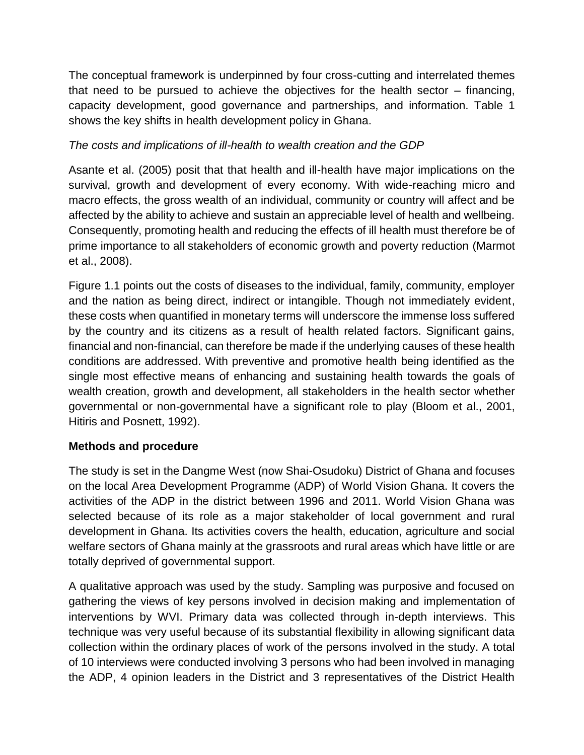The conceptual framework is underpinned by four cross-cutting and interrelated themes that need to be pursued to achieve the objectives for the health sector – financing, capacity development, good governance and partnerships, and information. Table 1 shows the key shifts in health development policy in Ghana.

*The costs and implications of ill-health to wealth creation and the GDP*

Asante et al. (2005) posit that that health and ill-health have major implications on the survival, growth and development of every economy. With wide-reaching micro and macro effects, the gross wealth of an individual, community or country will affect and be affected by the ability to achieve and sustain an appreciable level of health and wellbeing. Consequently, promoting health and reducing the effects of ill health must therefore be of prime importance to all stakeholders of economic growth and poverty reduction (Marmot et al., 2008).

Figure 1.1 points out the costs of diseases to the individual, family, community, employer and the nation as being direct, indirect or intangible. Though not immediately evident, these costs when quantified in monetary terms will underscore the immense loss suffered by the country and its citizens as a result of health related factors. Significant gains, financial and non-financial, can therefore be made if the underlying causes of these health conditions are addressed. With preventive and promotive health being identified as the single most effective means of enhancing and sustaining health towards the goals of wealth creation, growth and development, all stakeholders in the health sector whether governmental or non-governmental have a significant role to play (Bloom et al., 2001, Hitiris and Posnett, 1992).

**Methods and procedure**

The study is set in the Dangme West (now Shai-Osudoku) District of Ghana and focuses on the local Area Development Programme (ADP) of World Vision Ghana. It covers the activities of the ADP in the district between 1996 and 2011. World Vision Ghana was selected because of its role as a major stakeholder of local government and rural development in Ghana. Its activities covers the health, education, agriculture and social welfare sectors of Ghana mainly at the grassroots and rural areas which have little or are totally deprived of governmental support.

A qualitative approach was used by the study. Sampling was purposive and focused on gathering the views of key persons involved in decision making and implementation of interventions by WVI. Primary data was collected through in-depth interviews. This technique was very useful because of its substantial flexibility in allowing significant data collection within the ordinary places of work of the persons involved in the study. A total of 10 interviews were conducted involving 3 persons who had been involved in managing the ADP, 4 opinion leaders in the District and 3 representatives of the District Health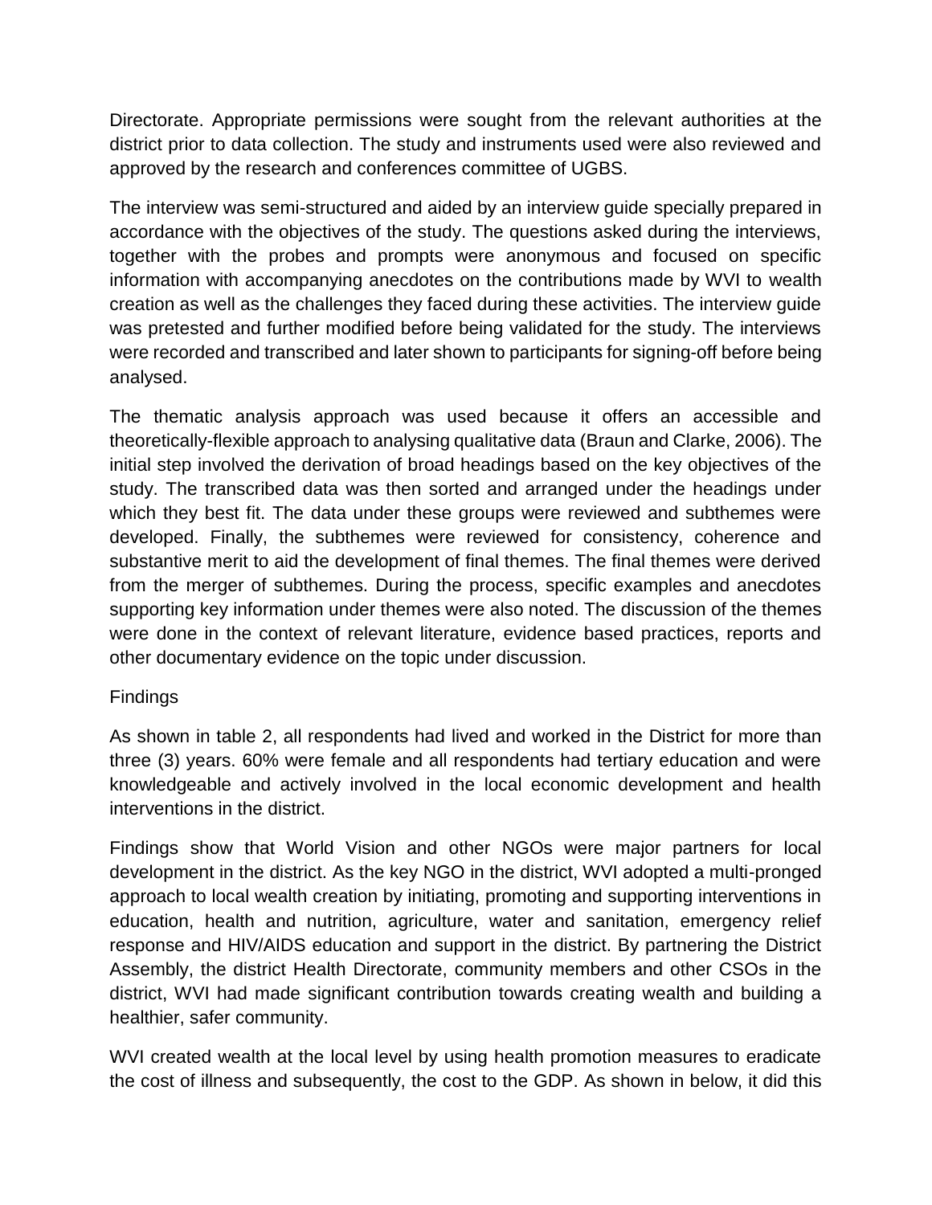Directorate. Appropriate permissions were sought from the relevant authorities at the district prior to data collection. The study and instruments used were also reviewed and approved by the research and conferences committee of UGBS.

The interview was semi-structured and aided by an interview guide specially prepared in accordance with the objectives of the study. The questions asked during the interviews, together with the probes and prompts were anonymous and focused on specific information with accompanying anecdotes on the contributions made by WVI to wealth creation as well as the challenges they faced during these activities. The interview guide was pretested and further modified before being validated for the study. The interviews were recorded and transcribed and later shown to participants for signing-off before being analysed.

The thematic analysis approach was used because it offers an accessible and theoretically-flexible approach to analysing qualitative data (Braun and Clarke, 2006). The initial step involved the derivation of broad headings based on the key objectives of the study. The transcribed data was then sorted and arranged under the headings under which they best fit. The data under these groups were reviewed and subthemes were developed. Finally, the subthemes were reviewed for consistency, coherence and substantive merit to aid the development of final themes. The final themes were derived from the merger of subthemes. During the process, specific examples and anecdotes supporting key information under themes were also noted. The discussion of the themes were done in the context of relevant literature, evidence based practices, reports and other documentary evidence on the topic under discussion.

## Findings

As shown in table 2, all respondents had lived and worked in the District for more than three (3) years. 60% were female and all respondents had tertiary education and were knowledgeable and actively involved in the local economic development and health interventions in the district.

Findings show that World Vision and other NGOs were major partners for local development in the district. As the key NGO in the district, WVI adopted a multi-pronged approach to local wealth creation by initiating, promoting and supporting interventions in education, health and nutrition, agriculture, water and sanitation, emergency relief response and HIV/AIDS education and support in the district. By partnering the District Assembly, the district Health Directorate, community members and other CSOs in the district, WVI had made significant contribution towards creating wealth and building a healthier, safer community.

WVI created wealth at the local level by using health promotion measures to eradicate the cost of illness and subsequently, the cost to the GDP. As shown in below, it did this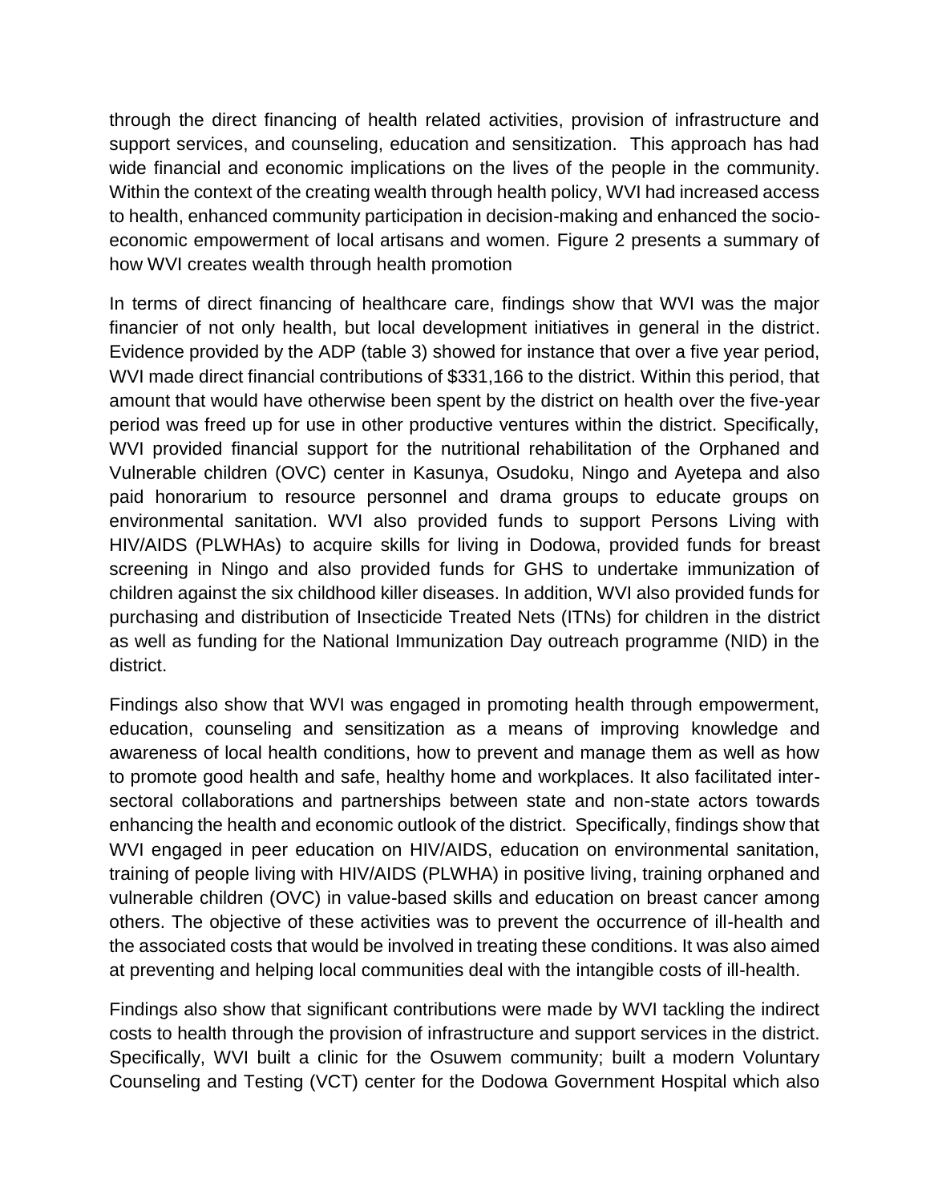through the direct financing of health related activities, provision of infrastructure and support services, and counseling, education and sensitization. This approach has had wide financial and economic implications on the lives of the people in the community. Within the context of the creating wealth through health policy, WVI had increased access to health, enhanced community participation in decision-making and enhanced the socio-economic empowerment of local artisans and women. Figure 2 presents a summary of how WVI creates wealth through health promotion

In terms of direct financing of healthcare care, findings show that WVI was the major financier of not only health, but local development initiatives in general in the district. Evidence provided by the ADP (table 3) showed for instance that over a five year period, WVI made direct financial contributions of $331,166 to the district. Within this period, that amount that would have otherwise been spent by the district on health over the five-year period was freed up for use in other productive ventures within the district. Specifically, WVI provided financial support for the nutritional rehabilitation of the Orphaned and Vulnerable children (OVC) center in Kasunya, Osudoku, Ningo and Ayetepa and also paid honorarium to resource personnel and drama groups to educate groups on environmental sanitation. WVI also provided funds to support Persons Living with HIV/AIDS (PLWHAs) to acquire skills for living in Dodowa, provided funds for breast screening in Ningo and also provided funds for GHS to undertake immunization of children against the six childhood killer diseases. In addition, WVI also provided funds for purchasing and distribution of Insecticide Treated Nets (ITNs) for children in the district as well as funding for the National Immunization Day outreach programme (NID) in the district.

Findings also show that WVI was engaged in promoting health through empowerment, education, counseling and sensitization as a means of improving knowledge and awareness of local health conditions, how to prevent and manage them as well as how to promote good health and safe, healthy home and workplaces. It also facilitated inter-sectoral collaborations and partnerships between state and non-state actors towards enhancing the health and economic outlook of the district. Specifically, findings show that WVI engaged in peer education on HIV/AIDS, education on environmental sanitation, training of people living with HIV/AIDS (PLWHA) in positive living, training orphaned and vulnerable children (OVC) in value-based skills and education on breast cancer among others. The objective of these activities was to prevent the occurrence of ill-health and the associated costs that would be involved in treating these conditions. It was also aimed at preventing and helping local communities deal with the intangible costs of ill-health.

Findings also show that significant contributions were made by WVI tackling the indirect costs to health through the provision of infrastructure and support services in the district. Specifically, WVI built a clinic for the Osuwem community; built a modern Voluntary Counseling and Testing (VCT) center for the Dodowa Government Hospital which also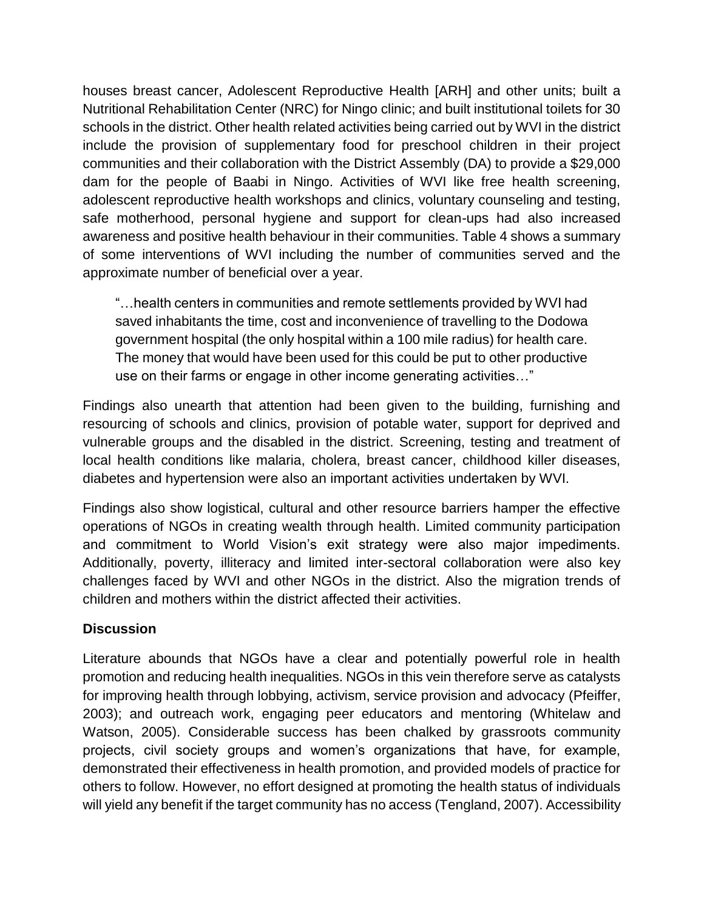houses breast cancer, Adolescent Reproductive Health [ARH] and other units; built a Nutritional Rehabilitation Center (NRC) for Ningo clinic; and built institutional toilets for 30 schools in the district. Other health related activities being carried out by WVI in the district include the provision of supplementary food for preschool children in their project communities and their collaboration with the District Assembly (DA) to provide a $29,000 dam for the people of Baabi in Ningo. Activities of WVI like free health screening, adolescent reproductive health workshops and clinics, voluntary counseling and testing, safe motherhood, personal hygiene and support for clean-ups had also increased awareness and positive health behaviour in their communities. Table 4 shows a summary of some interventions of WVI including the number of communities served and the approximate number of beneficial over a year.

> "…health centers in communities and remote settlements provided by WVI had saved inhabitants the time, cost and inconvenience of travelling to the Dodowa government hospital (the only hospital within a 100 mile radius) for health care. The money that would have been used for this could be put to other productive use on their farms or engage in other income generating activities…"

Findings also unearth that attention had been given to the building, furnishing and resourcing of schools and clinics, provision of potable water, support for deprived and vulnerable groups and the disabled in the district. Screening, testing and treatment of local health conditions like malaria, cholera, breast cancer, childhood killer diseases, diabetes and hypertension were also an important activities undertaken by WVI.

Findings also show logistical, cultural and other resource barriers hamper the effective operations of NGOs in creating wealth through health. Limited community participation and commitment to World Vision's exit strategy were also major impediments. Additionally, poverty, illiteracy and limited inter-sectoral collaboration were also key challenges faced by WVI and other NGOs in the district. Also the migration trends of children and mothers within the district affected their activities.

**Discussion**

Literature abounds that NGOs have a clear and potentially powerful role in health promotion and reducing health inequalities. NGOs in this vein therefore serve as catalysts for improving health through lobbying, activism, service provision and advocacy (Pfeiffer, 2003); and outreach work, engaging peer educators and mentoring (Whitelaw and Watson, 2005). Considerable success has been chalked by grassroots community projects, civil society groups and women's organizations that have, for example, demonstrated their effectiveness in health promotion, and provided models of practice for others to follow. However, no effort designed at promoting the health status of individuals will yield any benefit if the target community has no access (Tengland, 2007). Accessibility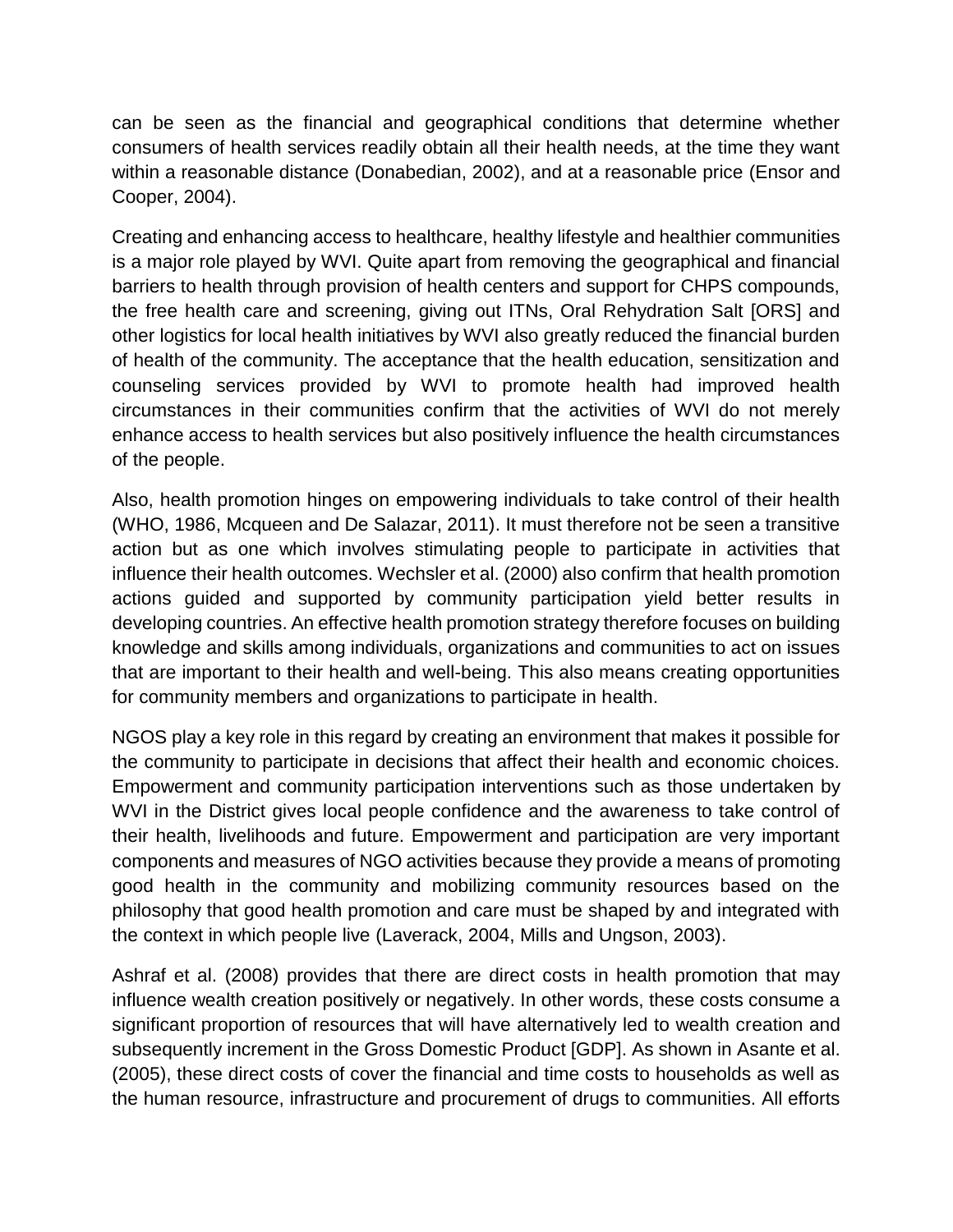can be seen as the financial and geographical conditions that determine whether consumers of health services readily obtain all their health needs, at the time they want within a reasonable distance (Donabedian, 2002), and at a reasonable price (Ensor and Cooper, 2004).

Creating and enhancing access to healthcare, healthy lifestyle and healthier communities is a major role played by WVI. Quite apart from removing the geographical and financial barriers to health through provision of health centers and support for CHPS compounds, the free health care and screening, giving out ITNs, Oral Rehydration Salt [ORS] and other logistics for local health initiatives by WVI also greatly reduced the financial burden of health of the community. The acceptance that the health education, sensitization and counseling services provided by WVI to promote health had improved health circumstances in their communities confirm that the activities of WVI do not merely enhance access to health services but also positively influence the health circumstances of the people.

Also, health promotion hinges on empowering individuals to take control of their health (WHO, 1986, Mcqueen and De Salazar, 2011). It must therefore not be seen a transitive action but as one which involves stimulating people to participate in activities that influence their health outcomes. Wechsler et al. (2000) also confirm that health promotion actions guided and supported by community participation yield better results in developing countries. An effective health promotion strategy therefore focuses on building knowledge and skills among individuals, organizations and communities to act on issues that are important to their health and well-being. This also means creating opportunities for community members and organizations to participate in health.

NGOS play a key role in this regard by creating an environment that makes it possible for the community to participate in decisions that affect their health and economic choices. Empowerment and community participation interventions such as those undertaken by WVI in the District gives local people confidence and the awareness to take control of their health, livelihoods and future. Empowerment and participation are very important components and measures of NGO activities because they provide a means of promoting good health in the community and mobilizing community resources based on the philosophy that good health promotion and care must be shaped by and integrated with the context in which people live (Laverack, 2004, Mills and Ungson, 2003).

Ashraf et al. (2008) provides that there are direct costs in health promotion that may influence wealth creation positively or negatively. In other words, these costs consume a significant proportion of resources that will have alternatively led to wealth creation and subsequently increment in the Gross Domestic Product [GDP]. As shown in Asante et al. (2005), these direct costs of cover the financial and time costs to households as well as the human resource, infrastructure and procurement of drugs to communities. All efforts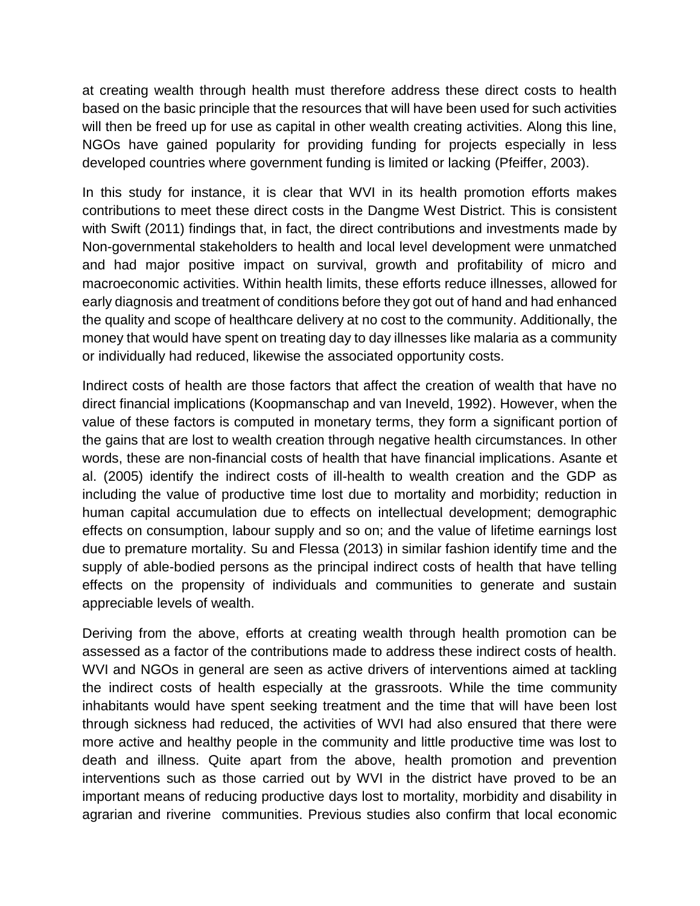at creating wealth through health must therefore address these direct costs to health based on the basic principle that the resources that will have been used for such activities will then be freed up for use as capital in other wealth creating activities. Along this line, NGOs have gained popularity for providing funding for projects especially in less developed countries where government funding is limited or lacking (Pfeiffer, 2003).

In this study for instance, it is clear that WVI in its health promotion efforts makes contributions to meet these direct costs in the Dangme West District. This is consistent with Swift (2011) findings that, in fact, the direct contributions and investments made by Non-governmental stakeholders to health and local level development were unmatched and had major positive impact on survival, growth and profitability of micro and macroeconomic activities. Within health limits, these efforts reduce illnesses, allowed for early diagnosis and treatment of conditions before they got out of hand and had enhanced the quality and scope of healthcare delivery at no cost to the community. Additionally, the money that would have spent on treating day to day illnesses like malaria as a community or individually had reduced, likewise the associated opportunity costs.

Indirect costs of health are those factors that affect the creation of wealth that have no direct financial implications (Koopmanschap and van Ineveld, 1992). However, when the value of these factors is computed in monetary terms, they form a significant portion of the gains that are lost to wealth creation through negative health circumstances. In other words, these are non-financial costs of health that have financial implications. Asante et al. (2005) identify the indirect costs of ill-health to wealth creation and the GDP as including the value of productive time lost due to mortality and morbidity; reduction in human capital accumulation due to effects on intellectual development; demographic effects on consumption, labour supply and so on; and the value of lifetime earnings lost due to premature mortality. Su and Flessa (2013) in similar fashion identify time and the supply of able-bodied persons as the principal indirect costs of health that have telling effects on the propensity of individuals and communities to generate and sustain appreciable levels of wealth.

Deriving from the above, efforts at creating wealth through health promotion can be assessed as a factor of the contributions made to address these indirect costs of health. WVI and NGOs in general are seen as active drivers of interventions aimed at tackling the indirect costs of health especially at the grassroots. While the time community inhabitants would have spent seeking treatment and the time that will have been lost through sickness had reduced, the activities of WVI had also ensured that there were more active and healthy people in the community and little productive time was lost to death and illness. Quite apart from the above, health promotion and prevention interventions such as those carried out by WVI in the district have proved to be an important means of reducing productive days lost to mortality, morbidity and disability in agrarian and riverine communities. Previous studies also confirm that local economic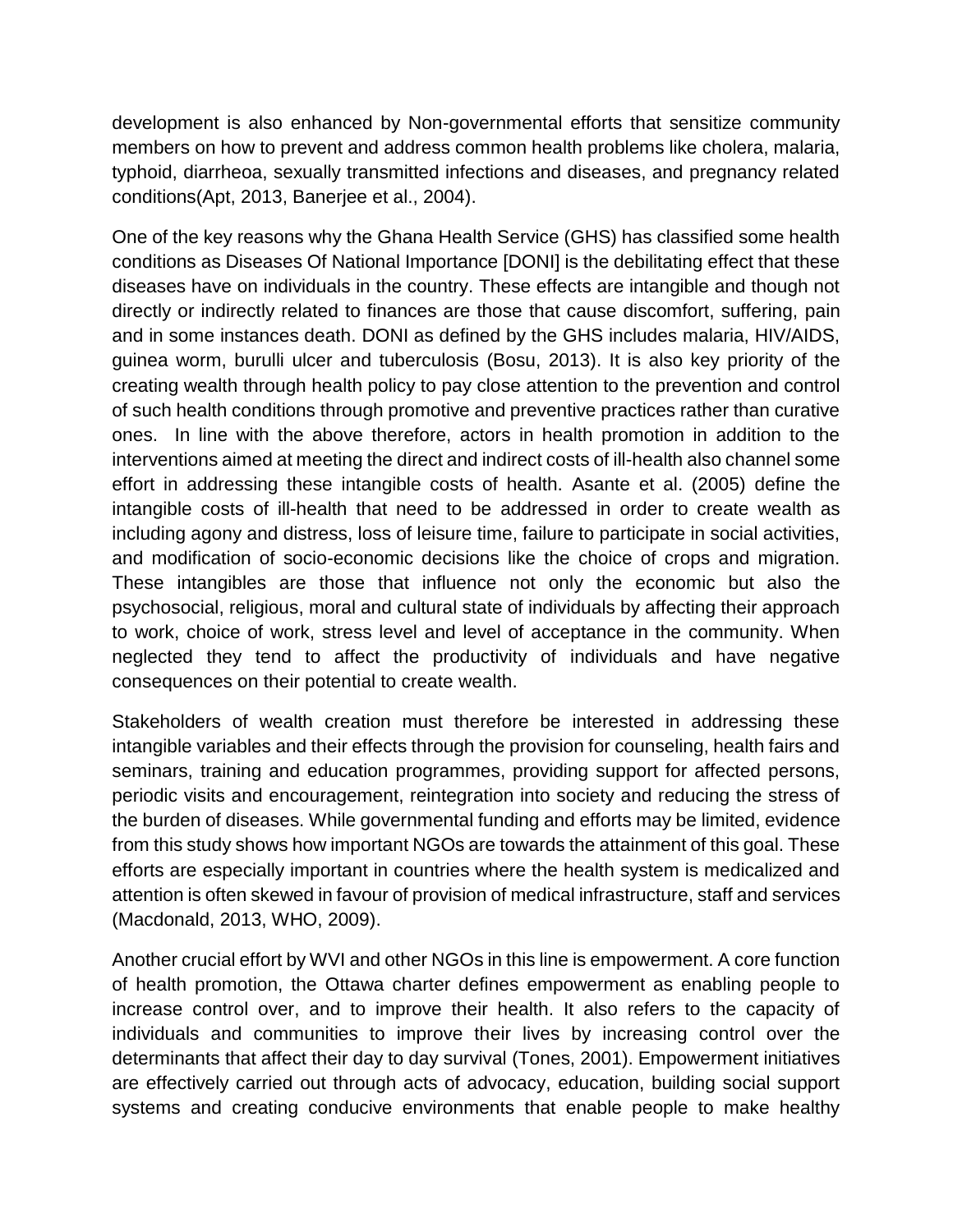development is also enhanced by Non-governmental efforts that sensitize community members on how to prevent and address common health problems like cholera, malaria, typhoid, diarrheoa, sexually transmitted infections and diseases, and pregnancy related conditions(Apt, 2013, Banerjee et al., 2004).

One of the key reasons why the Ghana Health Service (GHS) has classified some health conditions as Diseases Of National Importance [DONI] is the debilitating effect that these diseases have on individuals in the country. These effects are intangible and though not directly or indirectly related to finances are those that cause discomfort, suffering, pain and in some instances death. DONI as defined by the GHS includes malaria, HIV/AIDS, guinea worm, burulli ulcer and tuberculosis (Bosu, 2013). It is also key priority of the creating wealth through health policy to pay close attention to the prevention and control of such health conditions through promotive and preventive practices rather than curative ones. In line with the above therefore, actors in health promotion in addition to the interventions aimed at meeting the direct and indirect costs of ill-health also channel some effort in addressing these intangible costs of health. Asante et al. (2005) define the intangible costs of ill-health that need to be addressed in order to create wealth as including agony and distress, loss of leisure time, failure to participate in social activities, and modification of socio-economic decisions like the choice of crops and migration. These intangibles are those that influence not only the economic but also the psychosocial, religious, moral and cultural state of individuals by affecting their approach to work, choice of work, stress level and level of acceptance in the community. When neglected they tend to affect the productivity of individuals and have negative consequences on their potential to create wealth.

Stakeholders of wealth creation must therefore be interested in addressing these intangible variables and their effects through the provision for counseling, health fairs and seminars, training and education programmes, providing support for affected persons, periodic visits and encouragement, reintegration into society and reducing the stress of the burden of diseases. While governmental funding and efforts may be limited, evidence from this study shows how important NGOs are towards the attainment of this goal. These efforts are especially important in countries where the health system is medicalized and attention is often skewed in favour of provision of medical infrastructure, staff and services (Macdonald, 2013, WHO, 2009).

Another crucial effort by WVI and other NGOs in this line is empowerment. A core function of health promotion, the Ottawa charter defines empowerment as enabling people to increase control over, and to improve their health. It also refers to the capacity of individuals and communities to improve their lives by increasing control over the determinants that affect their day to day survival (Tones, 2001). Empowerment initiatives are effectively carried out through acts of advocacy, education, building social support systems and creating conducive environments that enable people to make healthy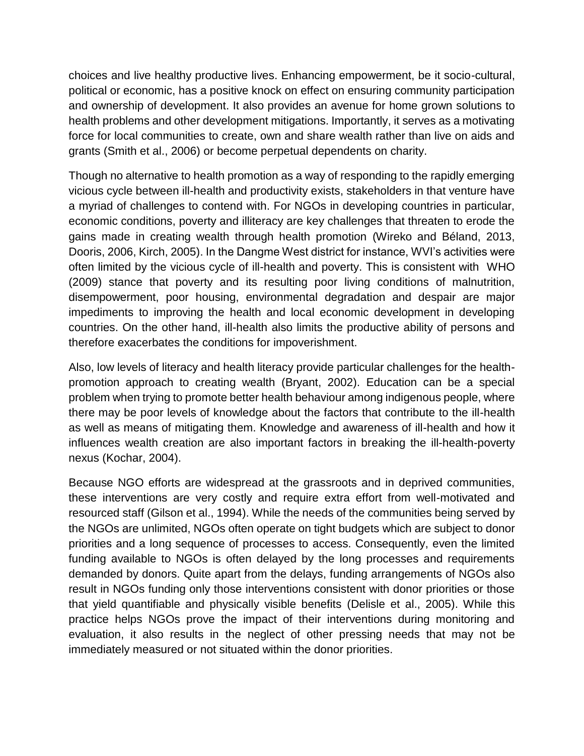choices and live healthy productive lives. Enhancing empowerment, be it socio-cultural, political or economic, has a positive knock on effect on ensuring community participation and ownership of development. It also provides an avenue for home grown solutions to health problems and other development mitigations. Importantly, it serves as a motivating force for local communities to create, own and share wealth rather than live on aids and grants (Smith et al., 2006) or become perpetual dependents on charity.

Though no alternative to health promotion as a way of responding to the rapidly emerging vicious cycle between ill-health and productivity exists, stakeholders in that venture have a myriad of challenges to contend with. For NGOs in developing countries in particular, economic conditions, poverty and illiteracy are key challenges that threaten to erode the gains made in creating wealth through health promotion (Wireko and Béland, 2013, Dooris, 2006, Kirch, 2005). In the Dangme West district for instance, WVI's activities were often limited by the vicious cycle of ill-health and poverty. This is consistent with WHO (2009) stance that poverty and its resulting poor living conditions of malnutrition, disempowerment, poor housing, environmental degradation and despair are major impediments to improving the health and local economic development in developing countries. On the other hand, ill-health also limits the productive ability of persons and therefore exacerbates the conditions for impoverishment.

Also, low levels of literacy and health literacy provide particular challenges for the health-promotion approach to creating wealth (Bryant, 2002). Education can be a special problem when trying to promote better health behaviour among indigenous people, where there may be poor levels of knowledge about the factors that contribute to the ill-health as well as means of mitigating them. Knowledge and awareness of ill-health and how it influences wealth creation are also important factors in breaking the ill-health-poverty nexus (Kochar, 2004).

Because NGO efforts are widespread at the grassroots and in deprived communities, these interventions are very costly and require extra effort from well-motivated and resourced staff (Gilson et al., 1994). While the needs of the communities being served by the NGOs are unlimited, NGOs often operate on tight budgets which are subject to donor priorities and a long sequence of processes to access. Consequently, even the limited funding available to NGOs is often delayed by the long processes and requirements demanded by donors. Quite apart from the delays, funding arrangements of NGOs also result in NGOs funding only those interventions consistent with donor priorities or those that yield quantifiable and physically visible benefits (Delisle et al., 2005). While this practice helps NGOs prove the impact of their interventions during monitoring and evaluation, it also results in the neglect of other pressing needs that may not be immediately measured or not situated within the donor priorities.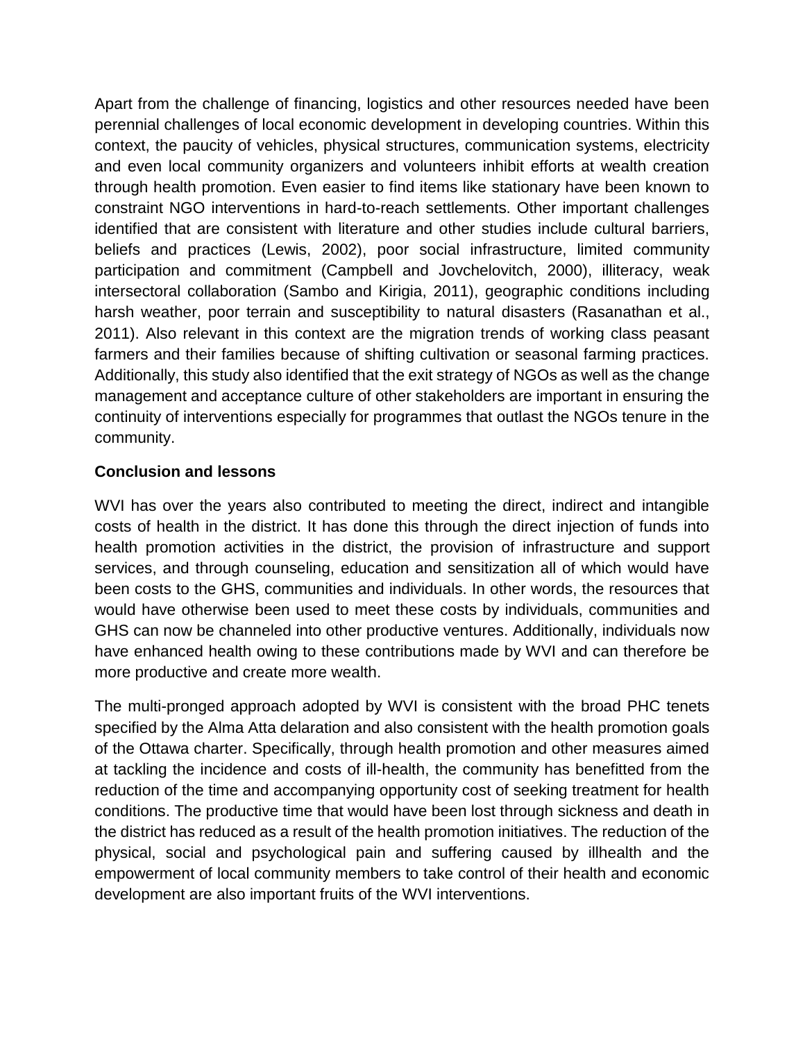Apart from the challenge of financing, logistics and other resources needed have been perennial challenges of local economic development in developing countries. Within this context, the paucity of vehicles, physical structures, communication systems, electricity and even local community organizers and volunteers inhibit efforts at wealth creation through health promotion. Even easier to find items like stationary have been known to constraint NGO interventions in hard-to-reach settlements. Other important challenges identified that are consistent with literature and other studies include cultural barriers, beliefs and practices (Lewis, 2002), poor social infrastructure, limited community participation and commitment (Campbell and Jovchelovitch, 2000), illiteracy, weak intersectoral collaboration (Sambo and Kirigia, 2011), geographic conditions including harsh weather, poor terrain and susceptibility to natural disasters (Rasanathan et al., 2011). Also relevant in this context are the migration trends of working class peasant farmers and their families because of shifting cultivation or seasonal farming practices. Additionally, this study also identified that the exit strategy of NGOs as well as the change management and acceptance culture of other stakeholders are important in ensuring the continuity of interventions especially for programmes that outlast the NGOs tenure in the community.

**Conclusion and lessons**

WVI has over the years also contributed to meeting the direct, indirect and intangible costs of health in the district. It has done this through the direct injection of funds into health promotion activities in the district, the provision of infrastructure and support services, and through counseling, education and sensitization all of which would have been costs to the GHS, communities and individuals. In other words, the resources that would have otherwise been used to meet these costs by individuals, communities and GHS can now be channeled into other productive ventures. Additionally, individuals now have enhanced health owing to these contributions made by WVI and can therefore be more productive and create more wealth.

The multi-pronged approach adopted by WVI is consistent with the broad PHC tenets specified by the Alma Atta delaration and also consistent with the health promotion goals of the Ottawa charter. Specifically, through health promotion and other measures aimed at tackling the incidence and costs of ill-health, the community has benefitted from the reduction of the time and accompanying opportunity cost of seeking treatment for health conditions. The productive time that would have been lost through sickness and death in the district has reduced as a result of the health promotion initiatives. The reduction of the physical, social and psychological pain and suffering caused by illhealth and the empowerment of local community members to take control of their health and economic development are also important fruits of the WVI interventions.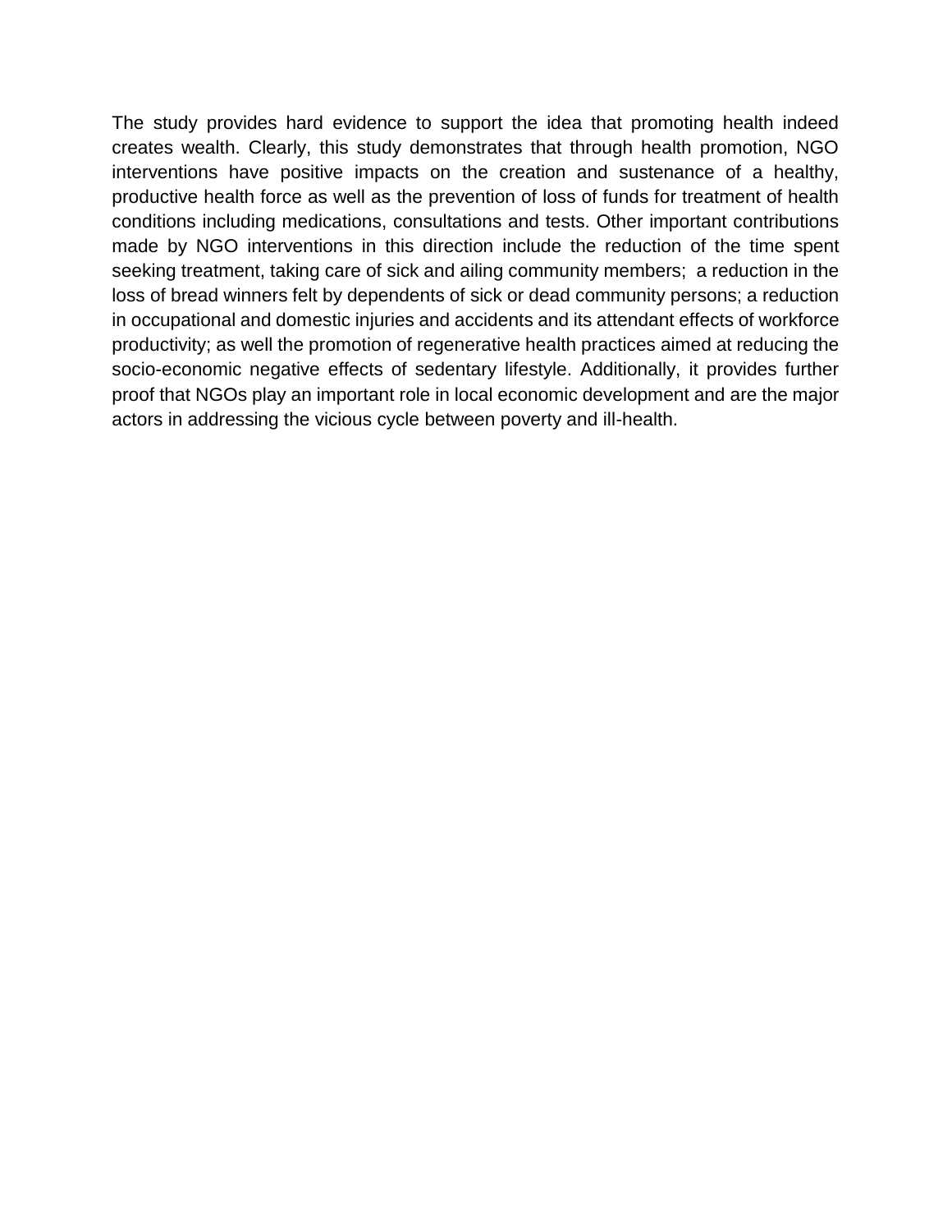The study provides hard evidence to support the idea that promoting health indeed creates wealth. Clearly, this study demonstrates that through health promotion, NGO interventions have positive impacts on the creation and sustenance of a healthy, productive health force as well as the prevention of loss of funds for treatment of health conditions including medications, consultations and tests. Other important contributions made by NGO interventions in this direction include the reduction of the time spent seeking treatment, taking care of sick and ailing community members; a reduction in the loss of bread winners felt by dependents of sick or dead community persons; a reduction in occupational and domestic injuries and accidents and its attendant effects of workforce productivity; as well the promotion of regenerative health practices aimed at reducing the socio-economic negative effects of sedentary lifestyle. Additionally, it provides further proof that NGOs play an important role in local economic development and are the major actors in addressing the vicious cycle between poverty and ill-health.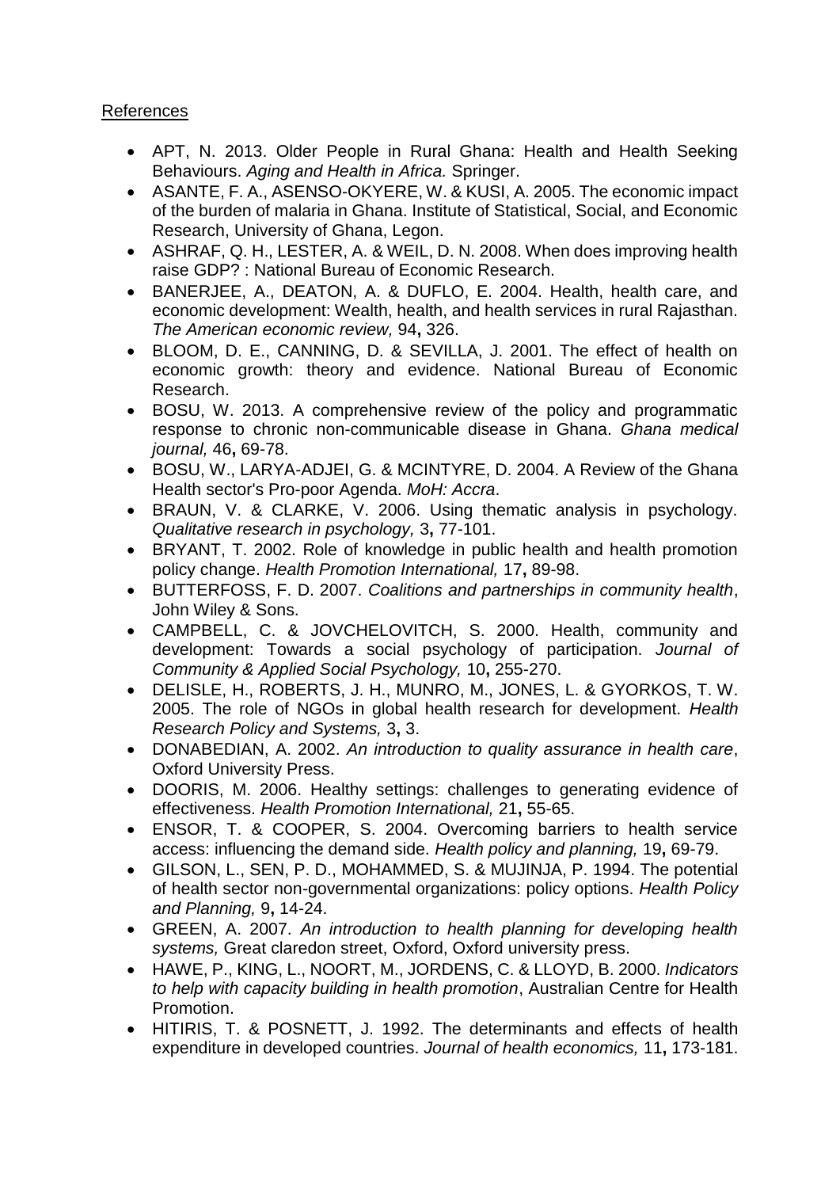References

- APT, N. 2013. Older People in Rural Ghana: Health and Health Seeking Behaviours. *Aging and Health in Africa.* Springer.
- ASANTE, F. A., ASENSO-OKYERE, W. & KUSI, A. 2005. The economic impact of the burden of malaria in Ghana. Institute of Statistical, Social, and Economic Research, University of Ghana, Legon.
- ASHRAF, Q. H., LESTER, A. & WEIL, D. N. 2008. When does improving health raise GDP? : National Bureau of Economic Research.
- BANERJEE, A., DEATON, A. & DUFLO, E. 2004. Health, health care, and economic development: Wealth, health, and health services in rural Rajasthan. *The American economic review,* 94**,** 326.
- BLOOM, D. E., CANNING, D. & SEVILLA, J. 2001. The effect of health on economic growth: theory and evidence. National Bureau of Economic Research.
- BOSU, W. 2013. A comprehensive review of the policy and programmatic response to chronic non-communicable disease in Ghana. *Ghana medical journal,* 46**,** 69-78.
- BOSU, W., LARYA-ADJEI, G. & MCINTYRE, D. 2004. A Review of the Ghana Health sector's Pro-poor Agenda. *MoH: Accra*.
- BRAUN, V. & CLARKE, V. 2006. Using thematic analysis in psychology. *Qualitative research in psychology,* 3**,** 77-101.
- BRYANT, T. 2002. Role of knowledge in public health and health promotion policy change. *Health Promotion International,* 17**,** 89-98.
- BUTTERFOSS, F. D. 2007. *Coalitions and partnerships in community health*, John Wiley & Sons.
- CAMPBELL, C. & JOVCHELOVITCH, S. 2000. Health, community and development: Towards a social psychology of participation. *Journal of Community & Applied Social Psychology,* 10**,** 255-270.
- DELISLE, H., ROBERTS, J. H., MUNRO, M., JONES, L. & GYORKOS, T. W. 2005. The role of NGOs in global health research for development. *Health Research Policy and Systems,* 3**,** 3.
- DONABEDIAN, A. 2002. *An introduction to quality assurance in health care*, Oxford University Press.
- DOORIS, M. 2006. Healthy settings: challenges to generating evidence of effectiveness. *Health Promotion International,* 21**,** 55-65.
- ENSOR, T. & COOPER, S. 2004. Overcoming barriers to health service access: influencing the demand side. *Health policy and planning,* 19**,** 69-79.
- GILSON, L., SEN, P. D., MOHAMMED, S. & MUJINJA, P. 1994. The potential of health sector non-governmental organizations: policy options. *Health Policy and Planning,* 9**,** 14-24.
- GREEN, A. 2007. *An introduction to health planning for developing health systems,* Great claredon street, Oxford, Oxford university press.
- HAWE, P., KING, L., NOORT, M., JORDENS, C. & LLOYD, B. 2000. *Indicators to help with capacity building in health promotion*, Australian Centre for Health Promotion.
- HITIRIS, T. & POSNETT, J. 1992. The determinants and effects of health expenditure in developed countries. *Journal of health economics,* 11**,** 173-181.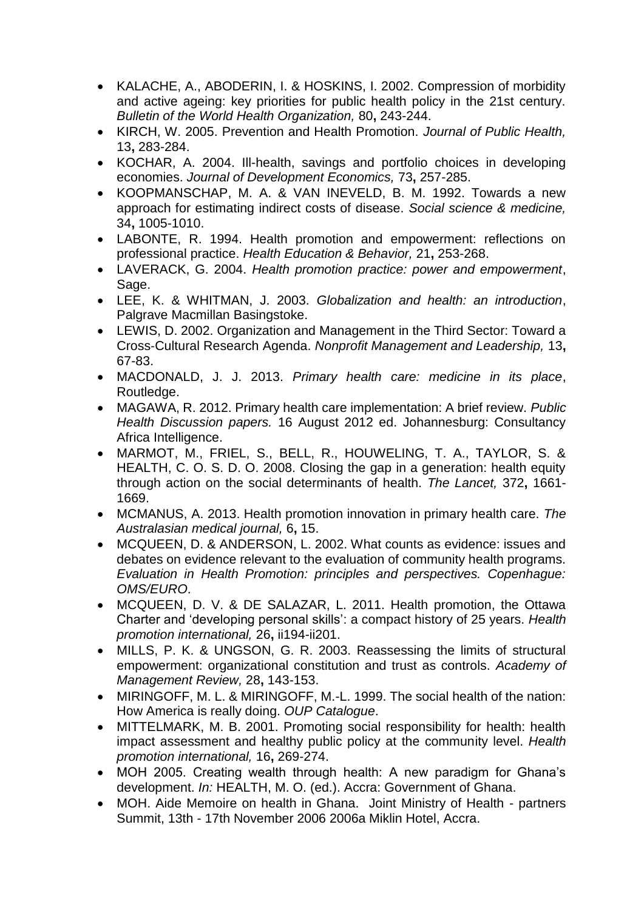- KALACHE, A., ABODERIN, I. & HOSKINS, I. 2002. Compression of morbidity and active ageing: key priorities for public health policy in the 21st century. *Bulletin of the World Health Organization,* 80**,** 243-244.
- KIRCH, W. 2005. Prevention and Health Promotion. *Journal of Public Health,* 13**,** 283-284.
- KOCHAR, A. 2004. Ill-health, savings and portfolio choices in developing economies. *Journal of Development Economics,* 73**,** 257-285.
- KOOPMANSCHAP, M. A. & VAN INEVELD, B. M. 1992. Towards a new approach for estimating indirect costs of disease. *Social science & medicine,* 34**,** 1005-1010.
- LABONTE, R. 1994. Health promotion and empowerment: reflections on professional practice. *Health Education & Behavior,* 21**,** 253-268.
- LAVERACK, G. 2004. *Health promotion practice: power and empowerment*, Sage.
- LEE, K. & WHITMAN, J. 2003. *Globalization and health: an introduction*, Palgrave Macmillan Basingstoke.
- LEWIS, D. 2002. Organization and Management in the Third Sector: Toward a Cross-Cultural Research Agenda. *Nonprofit Management and Leadership,* 13**,** 67-83.
- MACDONALD, J. J. 2013. *Primary health care: medicine in its place*, Routledge.
- MAGAWA, R. 2012. Primary health care implementation: A brief review. *Public Health Discussion papers.* 16 August 2012 ed. Johannesburg: Consultancy Africa Intelligence.
- MARMOT, M., FRIEL, S., BELL, R., HOUWELING, T. A., TAYLOR, S. & HEALTH, C. O. S. D. O. 2008. Closing the gap in a generation: health equity through action on the social determinants of health. *The Lancet,* 372**,** 1661-1669.
- MCMANUS, A. 2013. Health promotion innovation in primary health care. *The Australasian medical journal,* 6**,** 15.
- MCQUEEN, D. & ANDERSON, L. 2002. What counts as evidence: issues and debates on evidence relevant to the evaluation of community health programs. *Evaluation in Health Promotion: principles and perspectives. Copenhague: OMS/EURO*.
- MCQUEEN, D. V. & DE SALAZAR, L. 2011. Health promotion, the Ottawa Charter and 'developing personal skills': a compact history of 25 years. *Health promotion international,* 26**,** ii194-ii201.
- MILLS, P. K. & UNGSON, G. R. 2003. Reassessing the limits of structural empowerment: organizational constitution and trust as controls. *Academy of Management Review,* 28**,** 143-153.
- MIRINGOFF, M. L. & MIRINGOFF, M.-L. 1999. The social health of the nation: How America is really doing. *OUP Catalogue*.
- MITTELMARK, M. B. 2001. Promoting social responsibility for health: health impact assessment and healthy public policy at the community level. *Health promotion international,* 16**,** 269-274.
- MOH 2005. Creating wealth through health: A new paradigm for Ghana's development. *In:* HEALTH, M. O. (ed.). Accra: Government of Ghana.
- MOH. Aide Memoire on health in Ghana. Joint Ministry of Health - partners Summit, 13th - 17th November 2006 2006a Miklin Hotel, Accra.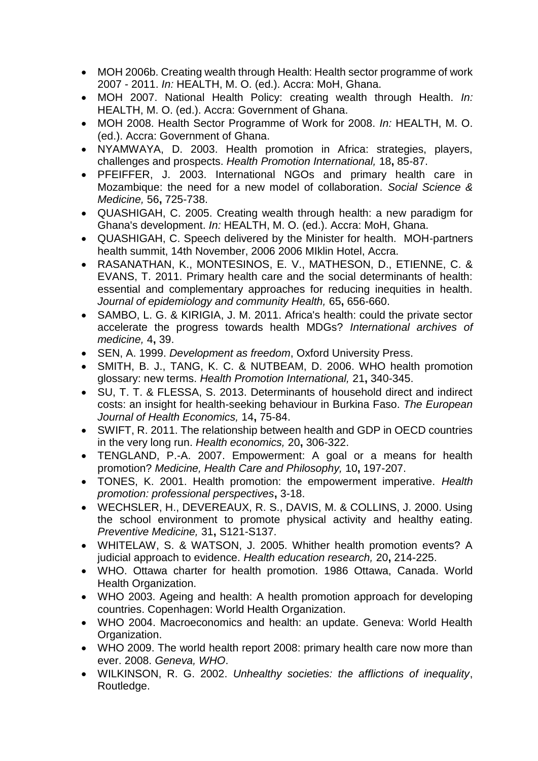- MOH 2006b. Creating wealth through Health: Health sector programme of work 2007 - 2011. *In:* HEALTH, M. O. (ed.). Accra: MoH, Ghana.
- MOH 2007. National Health Policy: creating wealth through Health. *In:* HEALTH, M. O. (ed.). Accra: Government of Ghana.
- MOH 2008. Health Sector Programme of Work for 2008. *In:* HEALTH, M. O. (ed.). Accra: Government of Ghana.
- NYAMWAYA, D. 2003. Health promotion in Africa: strategies, players, challenges and prospects. *Health Promotion International,* 18**,** 85-87.
- PFEIFFER, J. 2003. International NGOs and primary health care in Mozambique: the need for a new model of collaboration. *Social Science & Medicine,* 56**,** 725-738.
- QUASHIGAH, C. 2005. Creating wealth through health: a new paradigm for Ghana's development. *In:* HEALTH, M. O. (ed.). Accra: MoH, Ghana.
- QUASHIGAH, C. Speech delivered by the Minister for health. MOH-partners health summit, 14th November, 2006 2006 MIklin Hotel, Accra.
- RASANATHAN, K., MONTESINOS, E. V., MATHESON, D., ETIENNE, C. & EVANS, T. 2011. Primary health care and the social determinants of health: essential and complementary approaches for reducing inequities in health. *Journal of epidemiology and community Health,* 65**,** 656-660.
- SAMBO, L. G. & KIRIGIA, J. M. 2011. Africa's health: could the private sector accelerate the progress towards health MDGs? *International archives of medicine,* 4**,** 39.
- SEN, A. 1999. *Development as freedom*, Oxford University Press.
- SMITH, B. J., TANG, K. C. & NUTBEAM, D. 2006. WHO health promotion glossary: new terms. *Health Promotion International,* 21**,** 340-345.
- SU, T. T. & FLESSA, S. 2013. Determinants of household direct and indirect costs: an insight for health-seeking behaviour in Burkina Faso. *The European Journal of Health Economics,* 14**,** 75-84.
- SWIFT, R. 2011. The relationship between health and GDP in OECD countries in the very long run. *Health economics,* 20**,** 306-322.
- TENGLAND, P.-A. 2007. Empowerment: A goal or a means for health promotion? *Medicine, Health Care and Philosophy,* 10**,** 197-207.
- TONES, K. 2001. Health promotion: the empowerment imperative. *Health promotion: professional perspectives***,** 3-18.
- WECHSLER, H., DEVEREAUX, R. S., DAVIS, M. & COLLINS, J. 2000. Using the school environment to promote physical activity and healthy eating. *Preventive Medicine,* 31**,** S121-S137.
- WHITELAW, S. & WATSON, J. 2005. Whither health promotion events? A judicial approach to evidence. *Health education research,* 20**,** 214-225.
- WHO. Ottawa charter for health promotion. 1986 Ottawa, Canada. World Health Organization.
- WHO 2003. Ageing and health: A health promotion approach for developing countries. Copenhagen: World Health Organization.
- WHO 2004. Macroeconomics and health: an update. Geneva: World Health Organization.
- WHO 2009. The world health report 2008: primary health care now more than ever. 2008. *Geneva, WHO*.
- WILKINSON, R. G. 2002. *Unhealthy societies: the afflictions of inequality*, Routledge.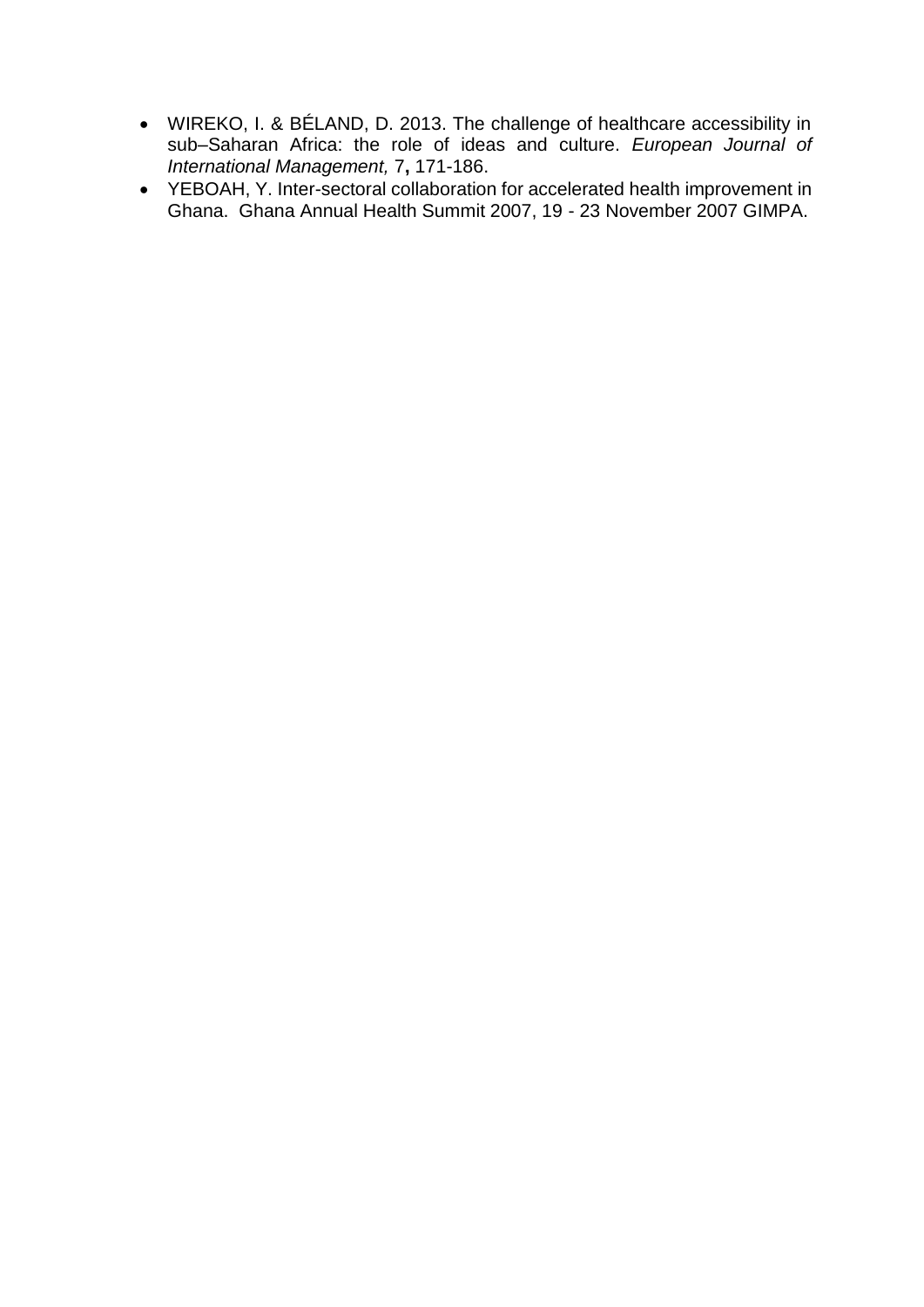- WIREKO, I. & BÉLAND, D. 2013. The challenge of healthcare accessibility in sub–Saharan Africa: the role of ideas and culture. *European Journal of International Management,* 7**,** 171-186.
- YEBOAH, Y. Inter-sectoral collaboration for accelerated health improvement in Ghana. Ghana Annual Health Summit 2007, 19 - 23 November 2007 GIMPA.